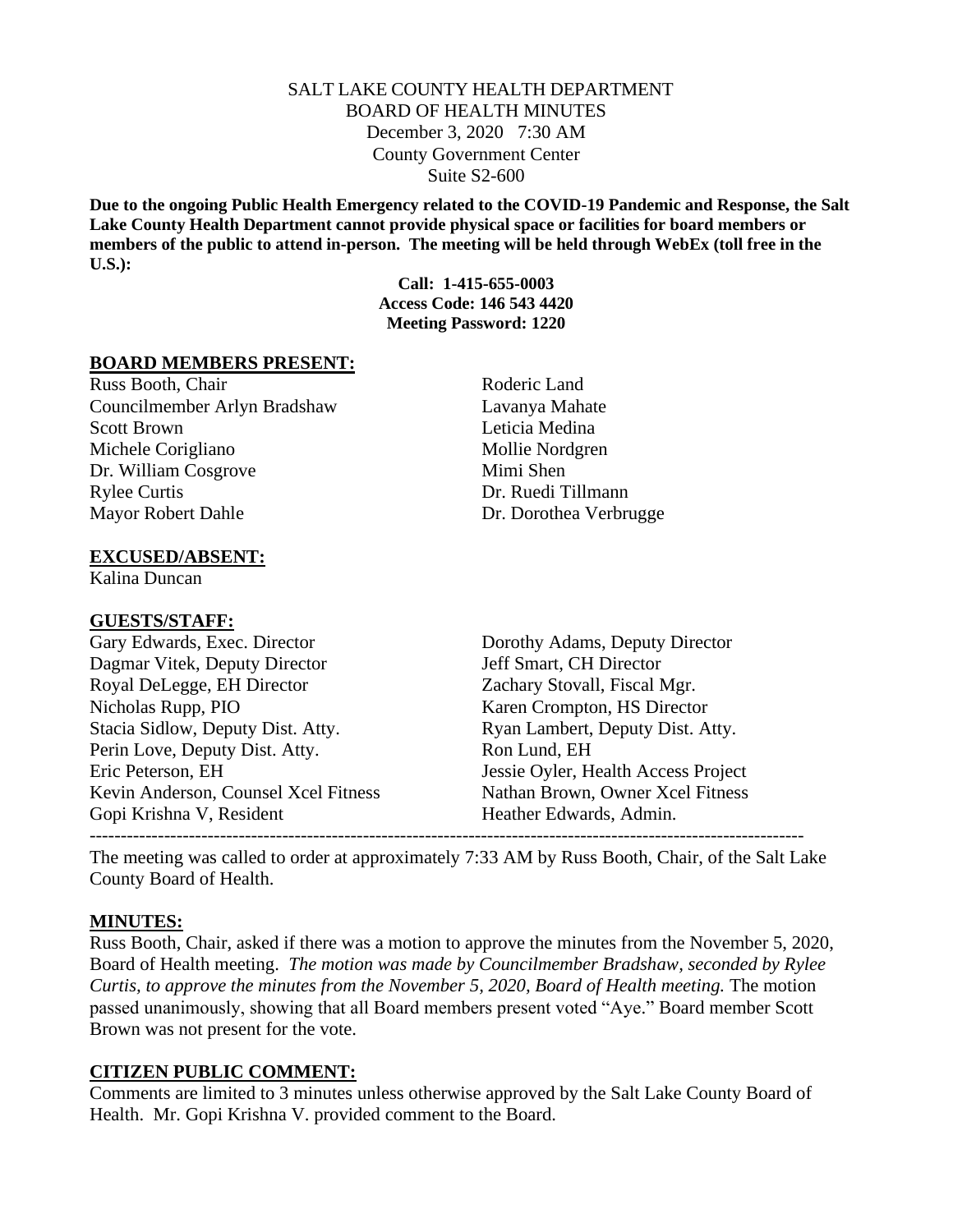# SALT LAKE COUNTY HEALTH DEPARTMENT
## BOARD OF HEALTH MINUTES

December 3, 2020 7:30 AM
County Government Center
Suite S2-600

**Due to the ongoing Public Health Emergency related to the COVID-19 Pandemic and Response, the Salt Lake County Health Department cannot provide physical space or facilities for board members or members of the public to attend in-person. The meeting will be held through WebEx (toll free in the U.S.):**

**Call: 1-415-655-0003**
**Access Code: 146 543 4420**
**Meeting Password: 1220**

### BOARD MEMBERS PRESENT:

Russ Booth, Chair
Councilmember Arlyn Bradshaw
Scott Brown
Michele Corigliano
Dr. William Cosgrove
Rylee Curtis
Mayor Robert Dahle
Roderic Land
Lavanya Mahate
Leticia Medina
Mollie Nordgren
Mimi Shen
Dr. Ruedi Tillmann
Dr. Dorothea Verbrugge

### EXCUSED/ABSENT:

Kalina Duncan

### GUESTS/STAFF:

Gary Edwards, Exec. Director
Dagmar Vitek, Deputy Director
Royal DeLegge, EH Director
Nicholas Rupp, PIO
Stacia Sidlow, Deputy Dist. Atty.
Perin Love, Deputy Dist. Atty.
Eric Peterson, EH
Kevin Anderson, Counsel Xcel Fitness
Gopi Krishna V, Resident
Dorothy Adams, Deputy Director
Jeff Smart, CH Director
Zachary Stovall, Fiscal Mgr.
Karen Crompton, HS Director
Ryan Lambert, Deputy Dist. Atty.
Ron Lund, EH
Jessie Oyler, Health Access Project
Nathan Brown, Owner Xcel Fitness
Heather Edwards, Admin.

---

The meeting was called to order at approximately 7:33 AM by Russ Booth, Chair, of the Salt Lake County Board of Health.

### MINUTES:

Russ Booth, Chair, asked if there was a motion to approve the minutes from the November 5, 2020, Board of Health meeting. *The motion was made by Councilmember Bradshaw, seconded by Rylee Curtis, to approve the minutes from the November 5, 2020, Board of Health meeting.* The motion passed unanimously, showing that all Board members present voted "Aye." Board member Scott Brown was not present for the vote.

### CITIZEN PUBLIC COMMENT:

Comments are limited to 3 minutes unless otherwise approved by the Salt Lake County Board of Health. Mr. Gopi Krishna V. provided comment to the Board.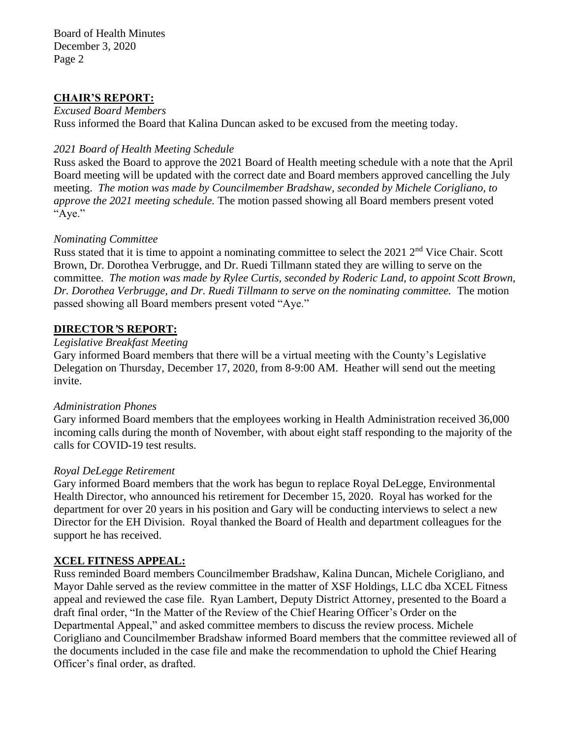## CHAIR'S REPORT:

*Excused Board Members*

Russ informed the Board that Kalina Duncan asked to be excused from the meeting today.

*2021 Board of Health Meeting Schedule*

Russ asked the Board to approve the 2021 Board of Health meeting schedule with a note that the April Board meeting will be updated with the correct date and Board members approved cancelling the July meeting. *The motion was made by Councilmember Bradshaw, seconded by Michele Corigliano, to approve the 2021 meeting schedule.* The motion passed showing all Board members present voted "Aye."

*Nominating Committee*

Russ stated that it is time to appoint a nominating committee to select the 2021 2nd Vice Chair. Scott Brown, Dr. Dorothea Verbrugge, and Dr. Ruedi Tillmann stated they are willing to serve on the committee. *The motion was made by Rylee Curtis, seconded by Roderic Land, to appoint Scott Brown, Dr. Dorothea Verbrugge, and Dr. Ruedi Tillmann to serve on the nominating committee.* The motion passed showing all Board members present voted "Aye."

## DIRECTOR'S REPORT:

*Legislative Breakfast Meeting*

Gary informed Board members that there will be a virtual meeting with the County's Legislative Delegation on Thursday, December 17, 2020, from 8-9:00 AM. Heather will send out the meeting invite.

*Administration Phones*

Gary informed Board members that the employees working in Health Administration received 36,000 incoming calls during the month of November, with about eight staff responding to the majority of the calls for COVID-19 test results.

*Royal DeLegge Retirement*

Gary informed Board members that the work has begun to replace Royal DeLegge, Environmental Health Director, who announced his retirement for December 15, 2020. Royal has worked for the department for over 20 years in his position and Gary will be conducting interviews to select a new Director for the EH Division. Royal thanked the Board of Health and department colleagues for the support he has received.

## XCEL FITNESS APPEAL:

Russ reminded Board members Councilmember Bradshaw, Kalina Duncan, Michele Corigliano, and Mayor Dahle served as the review committee in the matter of XSF Holdings, LLC dba XCEL Fitness appeal and reviewed the case file. Ryan Lambert, Deputy District Attorney, presented to the Board a draft final order, "In the Matter of the Review of the Chief Hearing Officer's Order on the Departmental Appeal," and asked committee members to discuss the review process. Michele Corigliano and Councilmember Bradshaw informed Board members that the committee reviewed all of the documents included in the case file and make the recommendation to uphold the Chief Hearing Officer's final order, as drafted.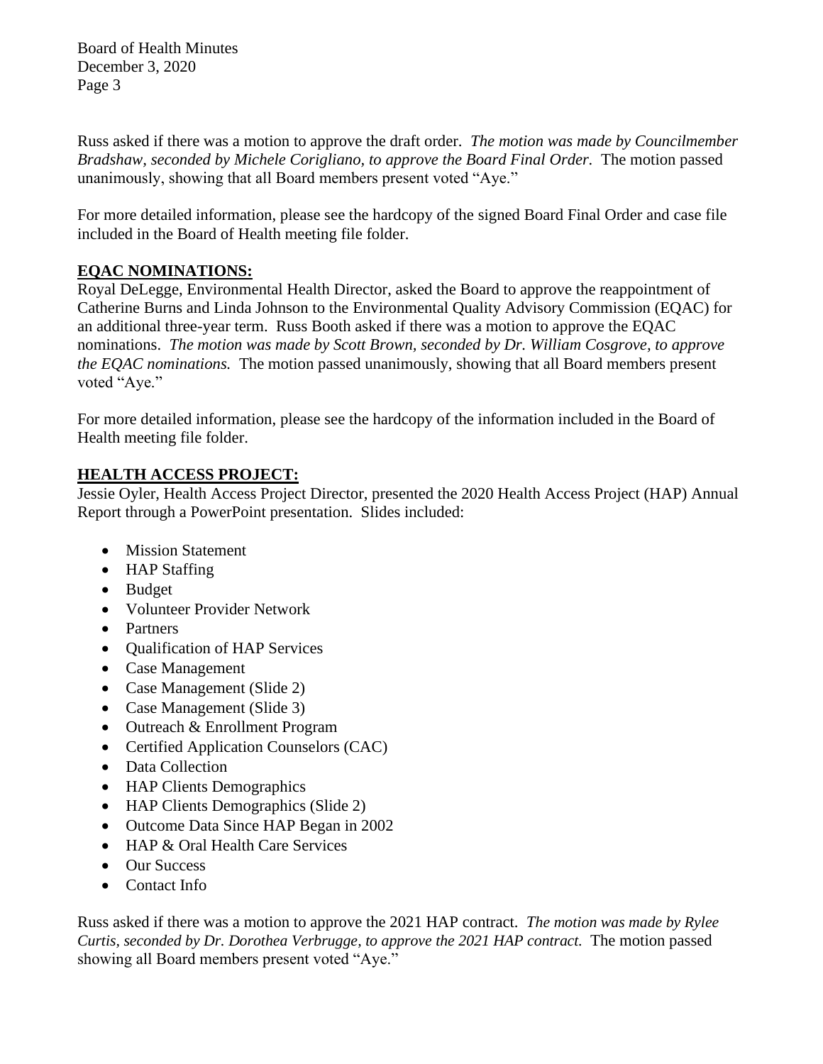Russ asked if there was a motion to approve the draft order. *The motion was made by Councilmember Bradshaw, seconded by Michele Corigliano, to approve the Board Final Order.* The motion passed unanimously, showing that all Board members present voted "Aye."

For more detailed information, please see the hardcopy of the signed Board Final Order and case file included in the Board of Health meeting file folder.

## EQAC NOMINATIONS:

Royal DeLegge, Environmental Health Director, asked the Board to approve the reappointment of Catherine Burns and Linda Johnson to the Environmental Quality Advisory Commission (EQAC) for an additional three-year term. Russ Booth asked if there was a motion to approve the EQAC nominations. *The motion was made by Scott Brown, seconded by Dr. William Cosgrove, to approve the EQAC nominations.* The motion passed unanimously, showing that all Board members present voted "Aye."

For more detailed information, please see the hardcopy of the information included in the Board of Health meeting file folder.

## HEALTH ACCESS PROJECT:

Jessie Oyler, Health Access Project Director, presented the 2020 Health Access Project (HAP) Annual Report through a PowerPoint presentation. Slides included:

- Mission Statement
- HAP Staffing
- Budget
- Volunteer Provider Network
- Partners
- Qualification of HAP Services
- Case Management
- Case Management (Slide 2)
- Case Management (Slide 3)
- Outreach & Enrollment Program
- Certified Application Counselors (CAC)
- Data Collection
- HAP Clients Demographics
- HAP Clients Demographics (Slide 2)
- Outcome Data Since HAP Began in 2002
- HAP & Oral Health Care Services
- Our Success
- Contact Info

Russ asked if there was a motion to approve the 2021 HAP contract. *The motion was made by Rylee Curtis, seconded by Dr. Dorothea Verbrugge, to approve the 2021 HAP contract.* The motion passed showing all Board members present voted "Aye."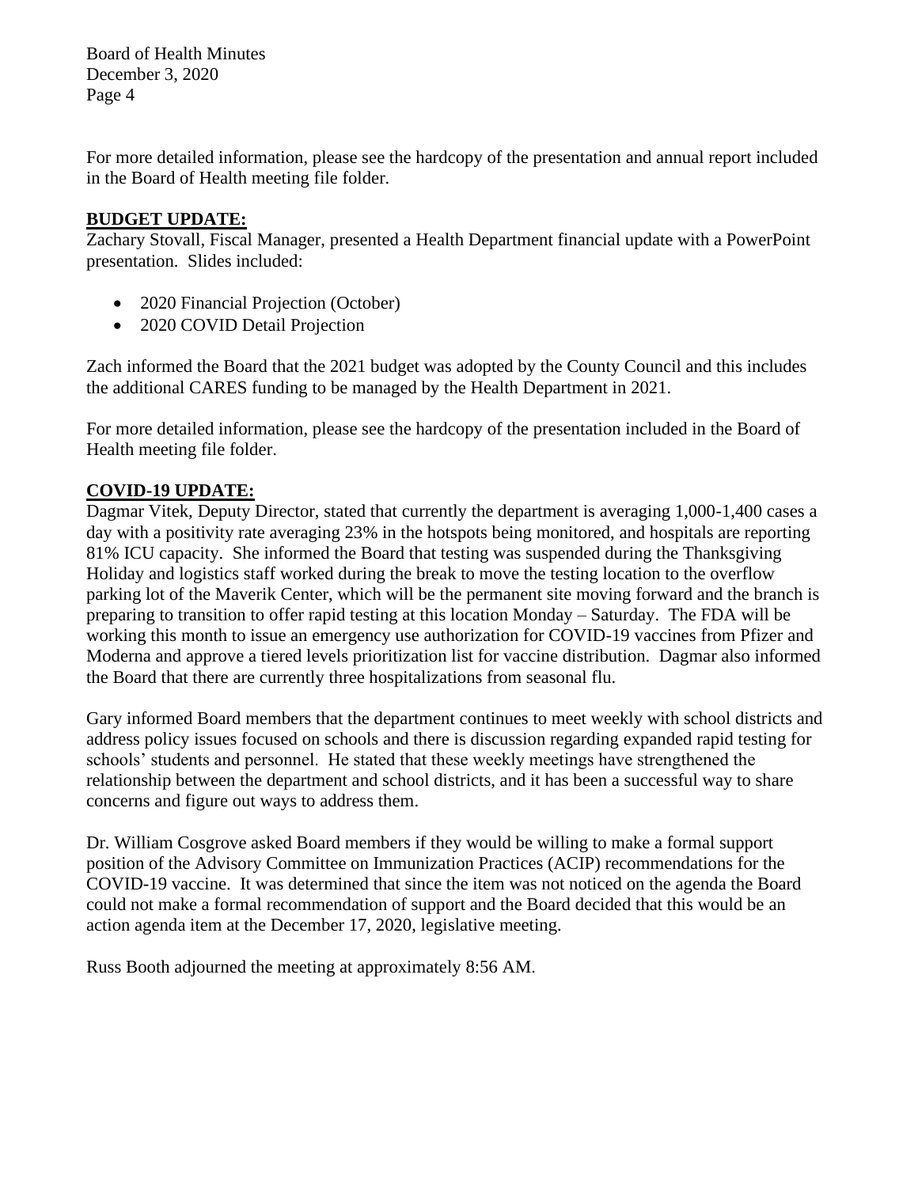For more detailed information, please see the hardcopy of the presentation and annual report included in the Board of Health meeting file folder.

**BUDGET UPDATE:**

Zachary Stovall, Fiscal Manager, presented a Health Department financial update with a PowerPoint presentation. Slides included:

- 2020 Financial Projection (October)
- 2020 COVID Detail Projection

Zach informed the Board that the 2021 budget was adopted by the County Council and this includes the additional CARES funding to be managed by the Health Department in 2021.

For more detailed information, please see the hardcopy of the presentation included in the Board of Health meeting file folder.

**COVID-19 UPDATE:**

Dagmar Vitek, Deputy Director, stated that currently the department is averaging 1,000-1,400 cases a day with a positivity rate averaging 23% in the hotspots being monitored, and hospitals are reporting 81% ICU capacity. She informed the Board that testing was suspended during the Thanksgiving Holiday and logistics staff worked during the break to move the testing location to the overflow parking lot of the Maverik Center, which will be the permanent site moving forward and the branch is preparing to transition to offer rapid testing at this location Monday – Saturday. The FDA will be working this month to issue an emergency use authorization for COVID-19 vaccines from Pfizer and Moderna and approve a tiered levels prioritization list for vaccine distribution. Dagmar also informed the Board that there are currently three hospitalizations from seasonal flu.

Gary informed Board members that the department continues to meet weekly with school districts and address policy issues focused on schools and there is discussion regarding expanded rapid testing for schools' students and personnel. He stated that these weekly meetings have strengthened the relationship between the department and school districts, and it has been a successful way to share concerns and figure out ways to address them.

Dr. William Cosgrove asked Board members if they would be willing to make a formal support position of the Advisory Committee on Immunization Practices (ACIP) recommendations for the COVID-19 vaccine. It was determined that since the item was not noticed on the agenda the Board could not make a formal recommendation of support and the Board decided that this would be an action agenda item at the December 17, 2020, legislative meeting.

Russ Booth adjourned the meeting at approximately 8:56 AM.